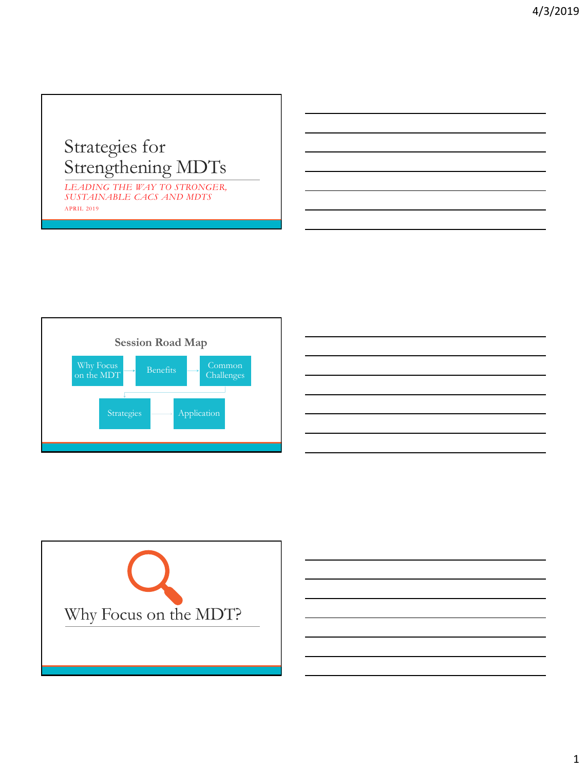# Strategies for Strengthening MDTs

*LEADING THE WAY TO STRONGER, SUSTAINABLE CACS AND MDTS*

APRIL 2019

## Session Road Map

Why Focus on the MDT → Benefits → Common Challenges → Strategies → Application

## Why Focus on the MDT?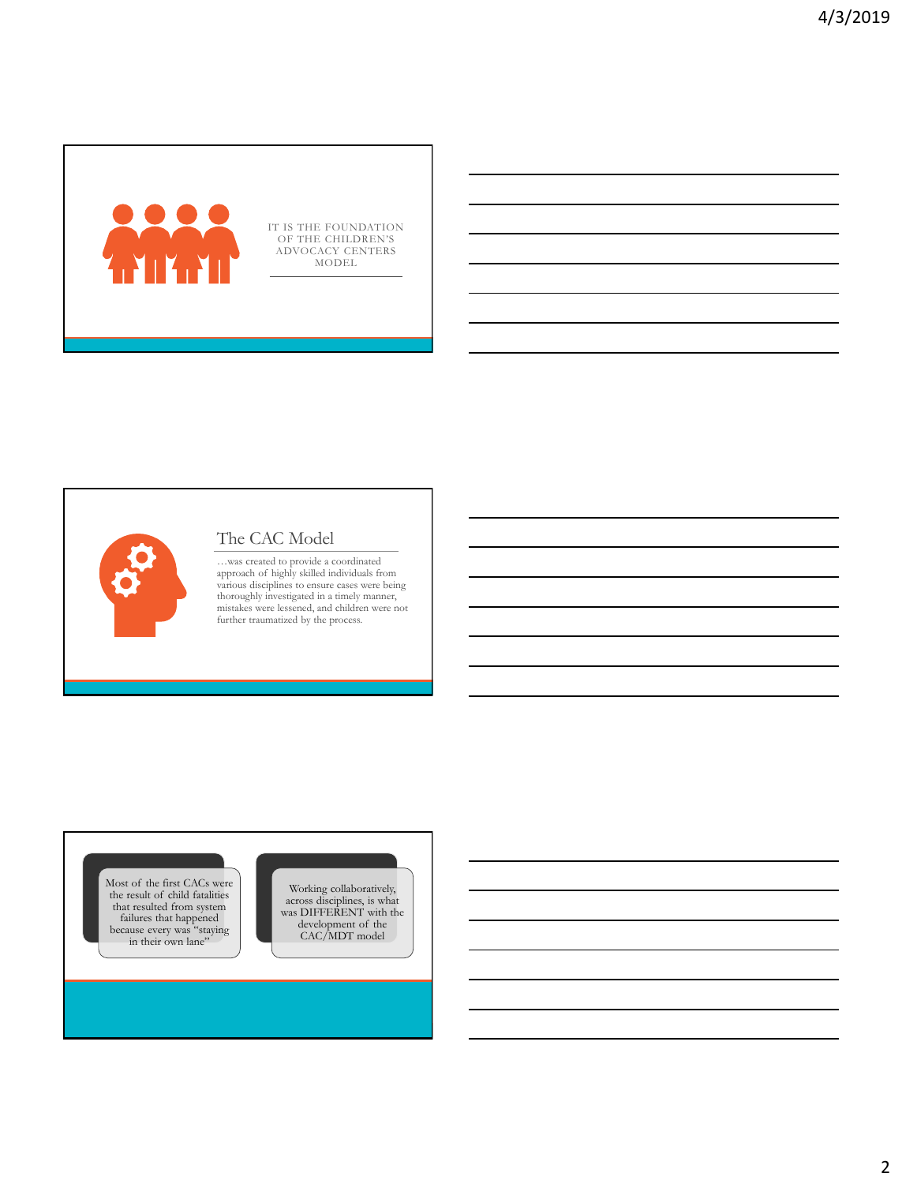IT IS THE FOUNDATION OF THE CHILDREN'S ADVOCACY CENTERS MODEL

## The CAC Model

…was created to provide a coordinated approach of highly skilled individuals from various disciplines to ensure cases were being thoroughly investigated in a timely manner, mistakes were lessened, and children were not further traumatized by the process.

Most of the first CACs were the result of child fatalities that resulted from system failures that happened because every was "staying in their own lane"

Working collaboratively, across disciplines, is what was DIFFERENT with the development of the CAC/MDT model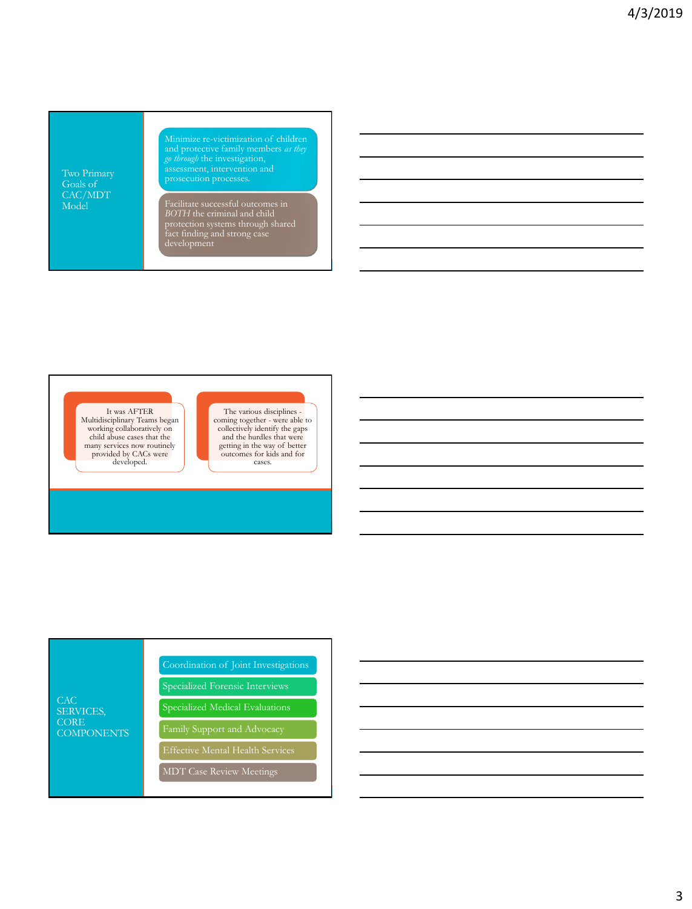## Two Primary Goals of CAC/MDT Model

- Minimize re-victimization of children and protective family members *as they go through* the investigation, assessment, intervention and prosecution processes.
- Facilitate successful outcomes in *BOTH* the criminal and child protection systems through shared fact finding and strong case development

---

It was AFTER Multidisciplinary Teams began working collaboratively on child abuse cases that the many services now routinely provided by CACs were developed.

The various disciplines - coming together - were able to collectively identify the gaps and the hurdles that were getting in the way of better outcomes for kids and for cases.

---

## CAC SERVICES, CORE COMPONENTS

- Coordination of Joint Investigations
- Specialized Forensic Interviews
- Specialized Medical Evaluations
- Family Support and Advocacy
- Effective Mental Health Services
- MDT Case Review Meetings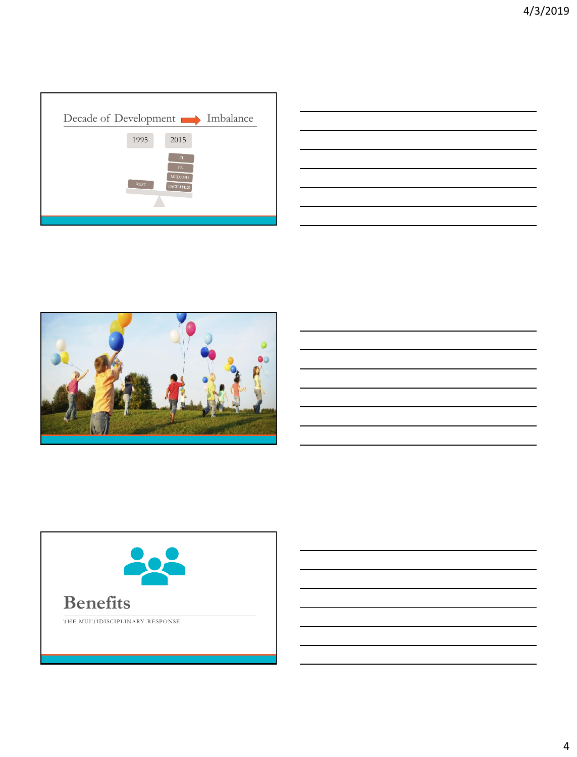## Decade of Development → Imbalance

1995 2015

FI

FA

MED/MH

MDT FACILITIES

# Benefits

THE MULTIDISCIPLINARY RESPONSE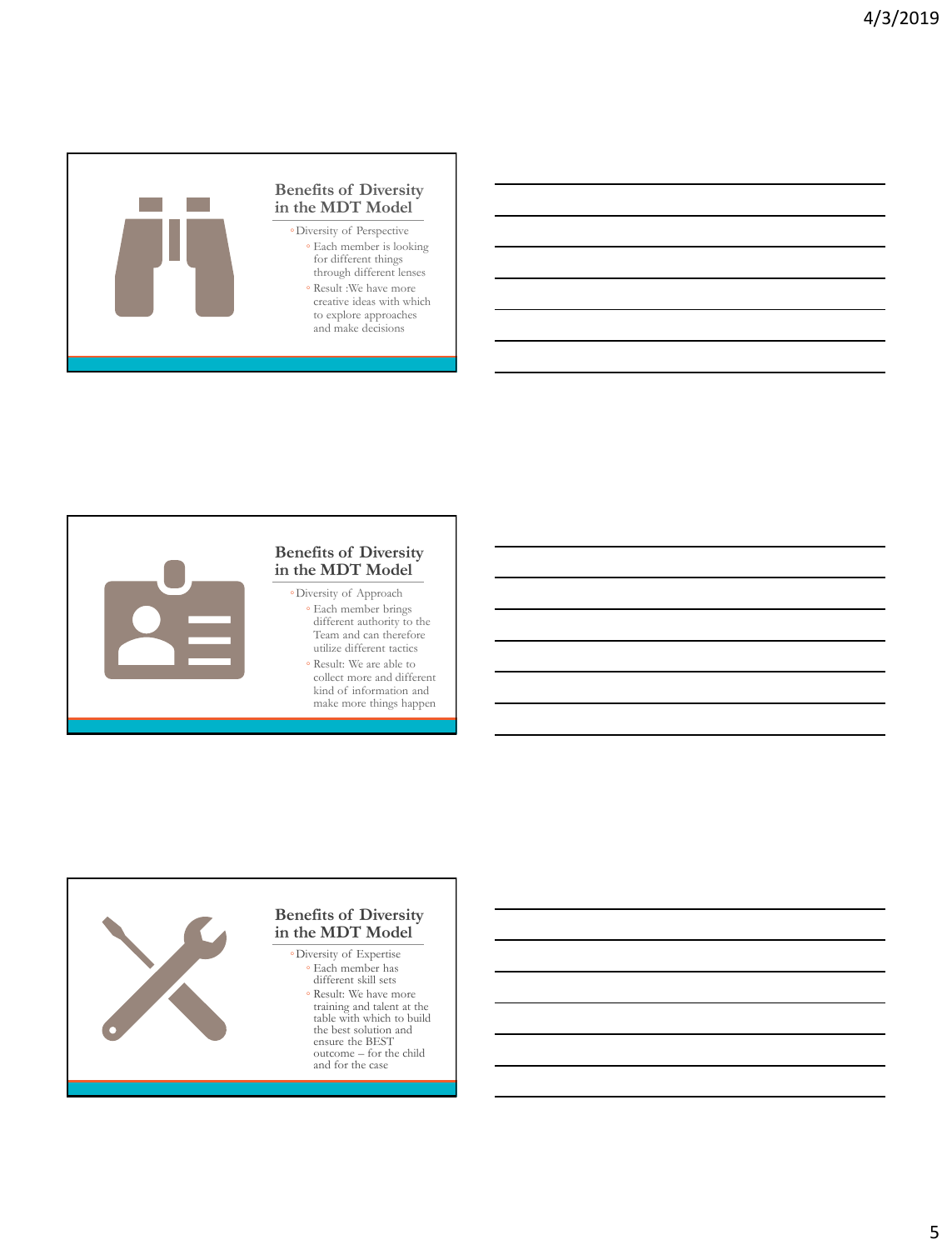## Benefits of Diversity in the MDT Model

- Diversity of Perspective
  - Each member is looking for different things through different lenses
  - Result :We have more creative ideas with which to explore approaches and make decisions

## Benefits of Diversity in the MDT Model

- Diversity of Approach
  - Each member brings different authority to the Team and can therefore utilize different tactics
  - Result: We are able to collect more and different kind of information and make more things happen

## Benefits of Diversity in the MDT Model

- Diversity of Expertise
  - Each member has different skill sets
  - Result: We have more training and talent at the table with which to build the best solution and ensure the BEST outcome – for the child and for the case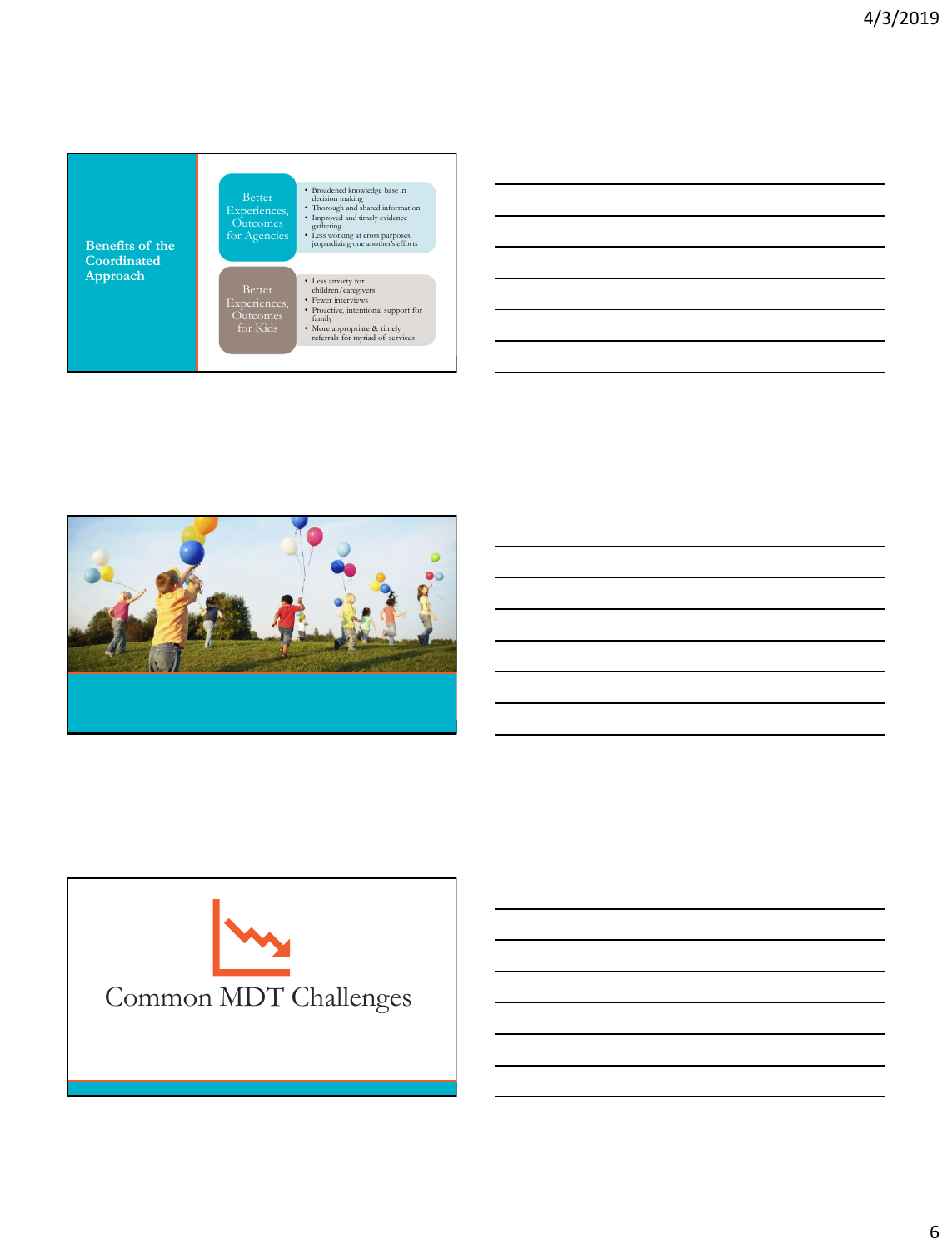## Benefits of the Coordinated Approach

**Better Experiences, Outcomes for Agencies**

- Broadened knowledge base in decision making
- Thorough and shared information
- Improved and timely evidence gathering
- Less working at cross purposes, jeopardizing one another's efforts

**Better Experiences, Outcomes for Kids**

- Less anxiety for children/caregivers
- Fewer interviews
- Proactive, intentional support for family
- More appropriate & timely referrals for myriad of services

## Common MDT Challenges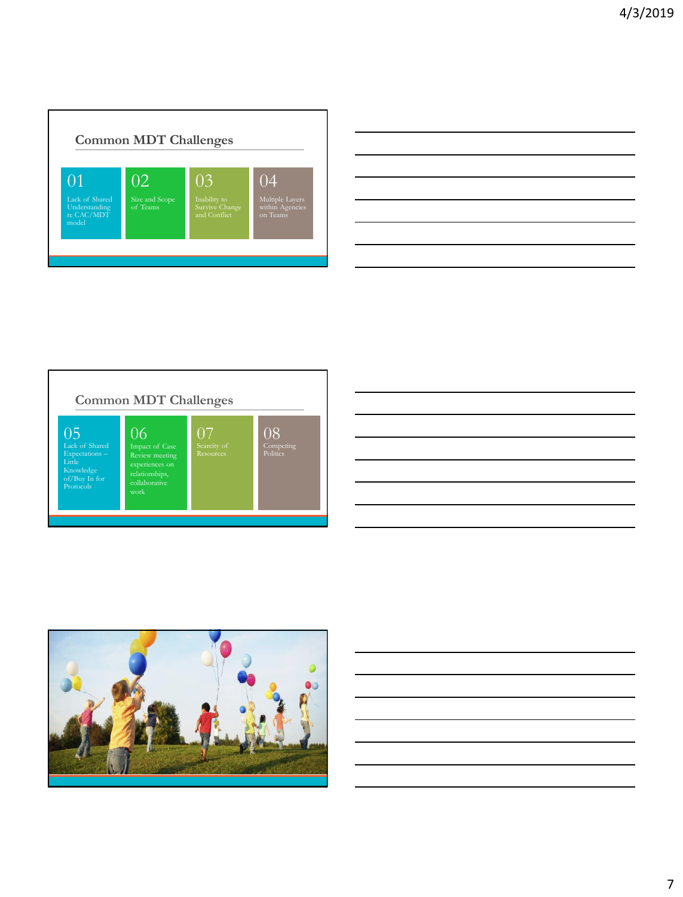## Common MDT Challenges

- **01** Lack of Shared Understanding re CAC/MDT model
- **02** Size and Scope of Teams
- **03** Inability to Survive Change and Conflict
- **04** Multiple Layers within Agencies on Teams

## Common MDT Challenges

- **05** Lack of Shared Expectations – Little Knowledge of/Buy In for Protocols
- **06** Impact of Case Review meeting experiences on relationships, collaborative work
- **07** Scarcity of Resources
- **08** Competing Politics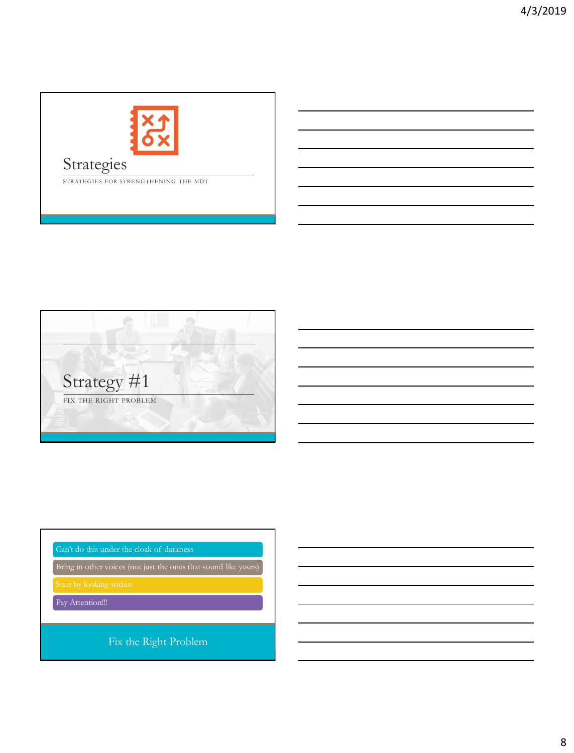# Strategies

STRATEGIES FOR STRENGTHENING THE MDT

# Strategy #1

FIX THE RIGHT PROBLEM

- Can't do this under the cloak of darkness
- Bring in other voices (not just the ones that sound like yours)
- Start by looking within
- Pay Attention!!!

Fix the Right Problem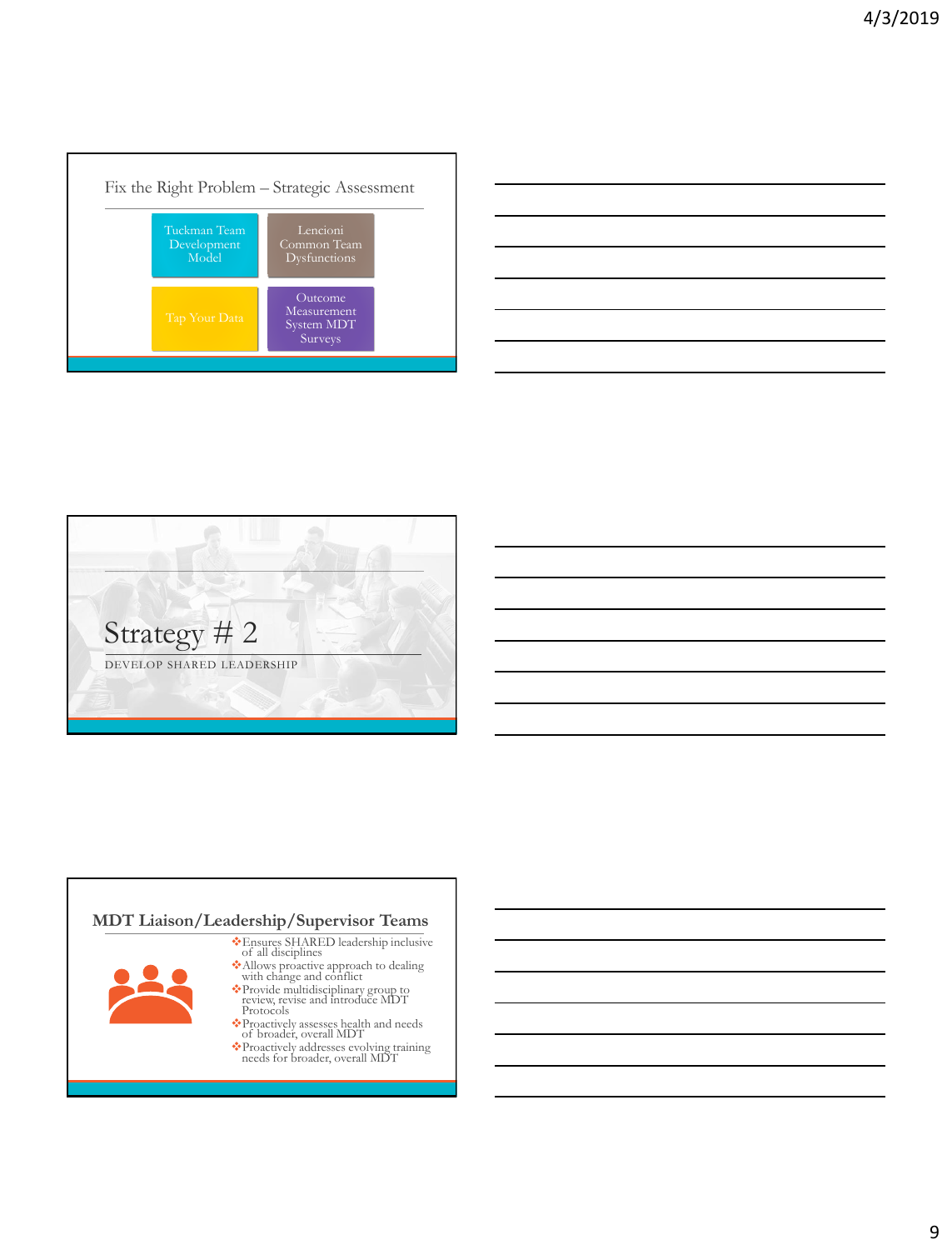## Fix the Right Problem – Strategic Assessment

- Tuckman Team Development Model
- Lencioni Common Team Dysfunctions
- Tap Your Data
- Outcome Measurement System MDT Surveys

## Strategy # 2

DEVELOP SHARED LEADERSHIP

## MDT Liaison/Leadership/Supervisor Teams

- ❖Ensures SHARED leadership inclusive of all disciplines
- ❖Allows proactive approach to dealing with change and conflict
- ❖Provide multidisciplinary group to review, revise and introduce MDT Protocols
- ❖Proactively assesses health and needs of broader, overall MDT
- ❖Proactively addresses evolving training needs for broader, overall MDT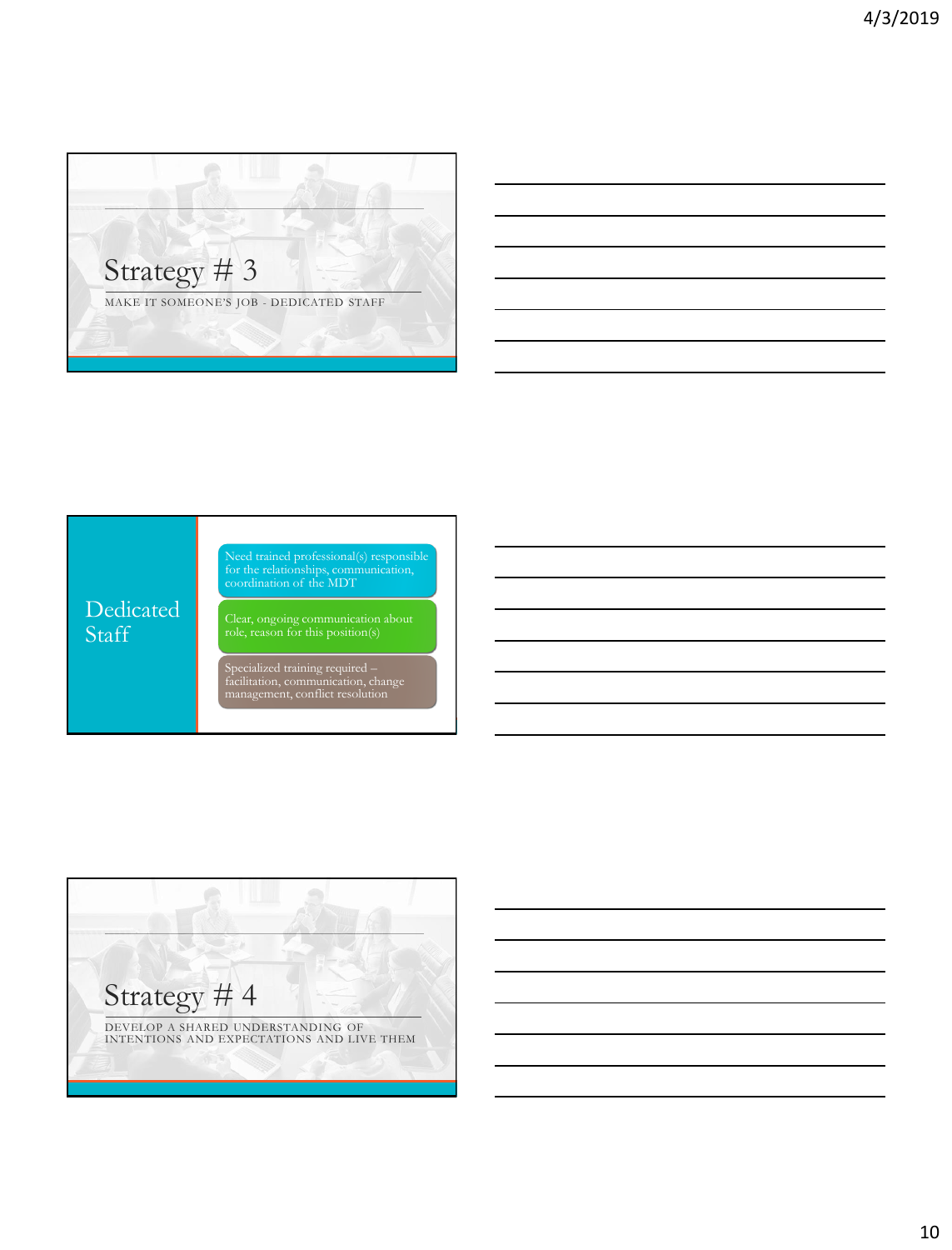## Strategy # 3

MAKE IT SOMEONE'S JOB - DEDICATED STAFF

## Dedicated Staff

- Need trained professional(s) responsible for the relationships, communication, coordination of the MDT
- Clear, ongoing communication about role, reason for this position(s)
- Specialized training required – facilitation, communication, change management, conflict resolution

## Strategy # 4

DEVELOP A SHARED UNDERSTANDING OF INTENTIONS AND EXPECTATIONS AND LIVE THEM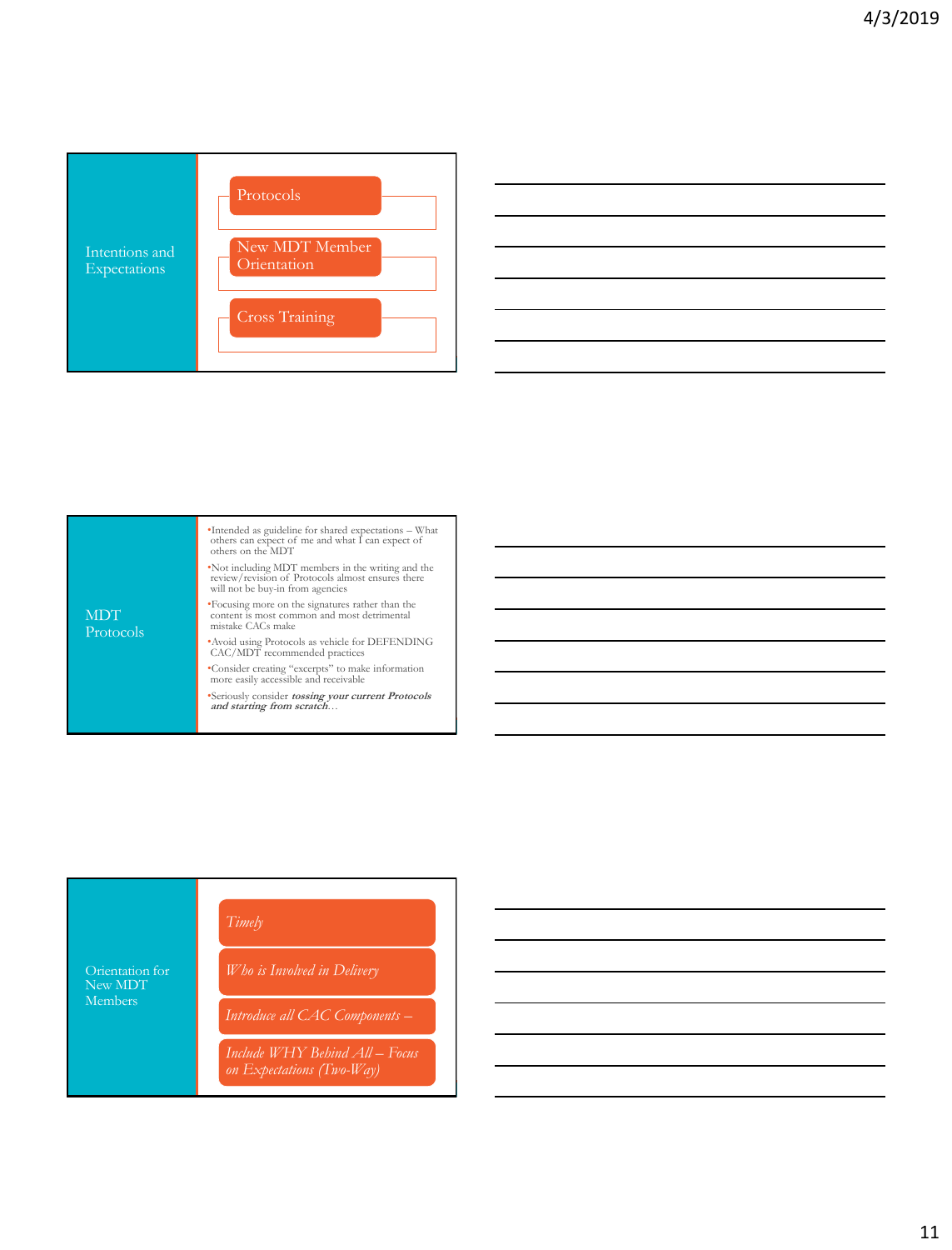## Intentions and Expectations

- Protocols
- New MDT Member Orientation
- Cross Training

## MDT Protocols

- Intended as guideline for shared expectations – What others can expect of me and what I can expect of others on the MDT
- Not including MDT members in the writing and the review/revision of Protocols almost ensures there will not be buy-in from agencies
- Focusing more on the signatures rather than the content is most common and most detrimental mistake CACs make
- Avoid using Protocols as vehicle for DEFENDING CAC/MDT recommended practices
- Consider creating "excerpts" to make information more easily accessible and receivable
- Seriously consider ***tossing your current Protocols and starting from scratch***…

## Orientation for New MDT Members

- *Timely*
- *Who is Involved in Delivery*
- *Introduce all CAC Components –*
- *Include WHY Behind All – Focus on Expectations (Two-Way)*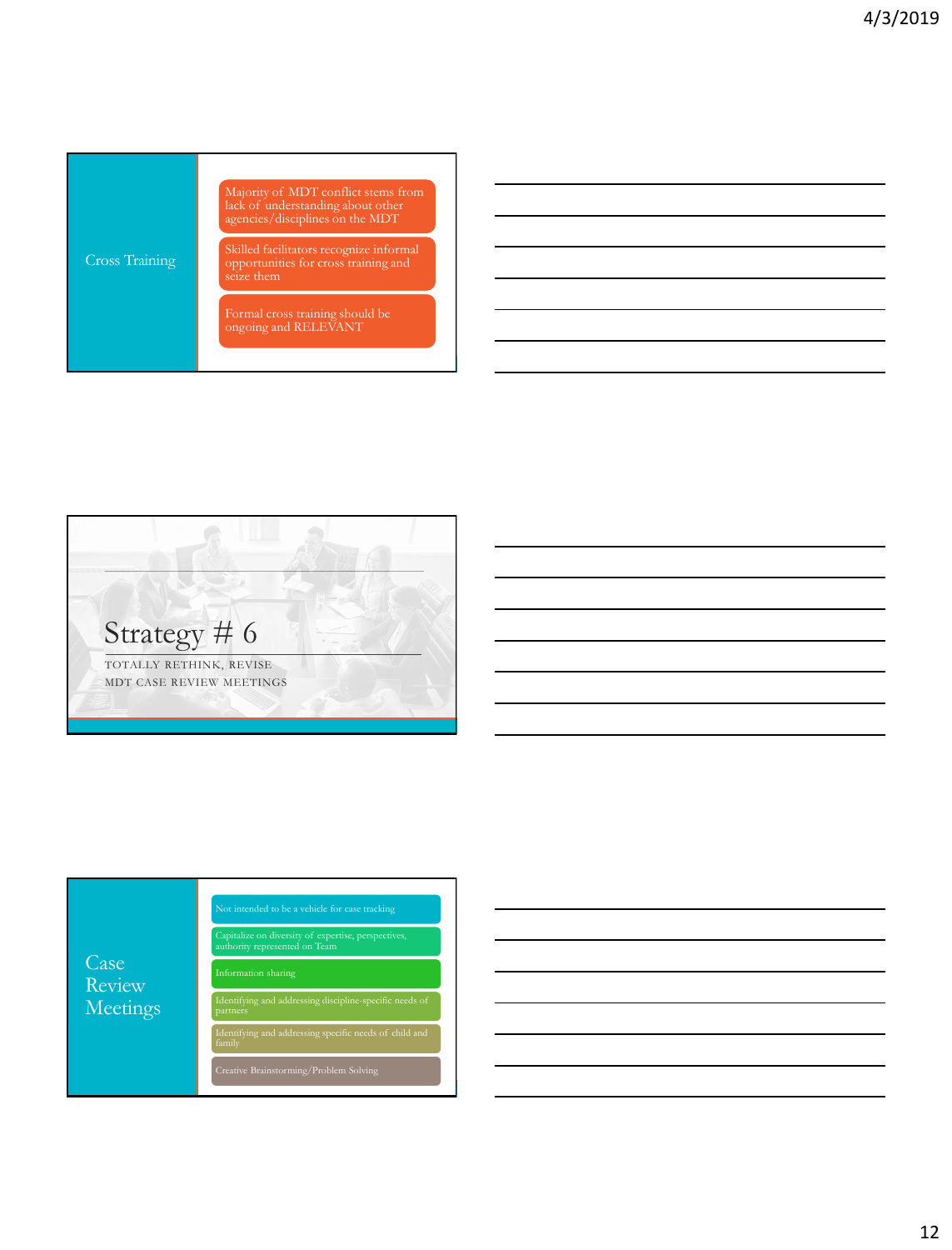## Cross Training

- Majority of MDT conflict stems from lack of understanding about other agencies/disciplines on the MDT
- Skilled facilitators recognize informal opportunities for cross training and seize them
- Formal cross training should be ongoing and RELEVANT

# Strategy # 6

TOTALLY RETHINK, REVISE MDT CASE REVIEW MEETINGS

## Case Review Meetings

- Not intended to be a vehicle for case tracking
- Capitalize on diversity of expertise, perspectives, authority represented on Team
- Information sharing
- Identifying and addressing discipline-specific needs of partners
- Identifying and addressing specific needs of child and family
- Creative Brainstorming/Problem Solving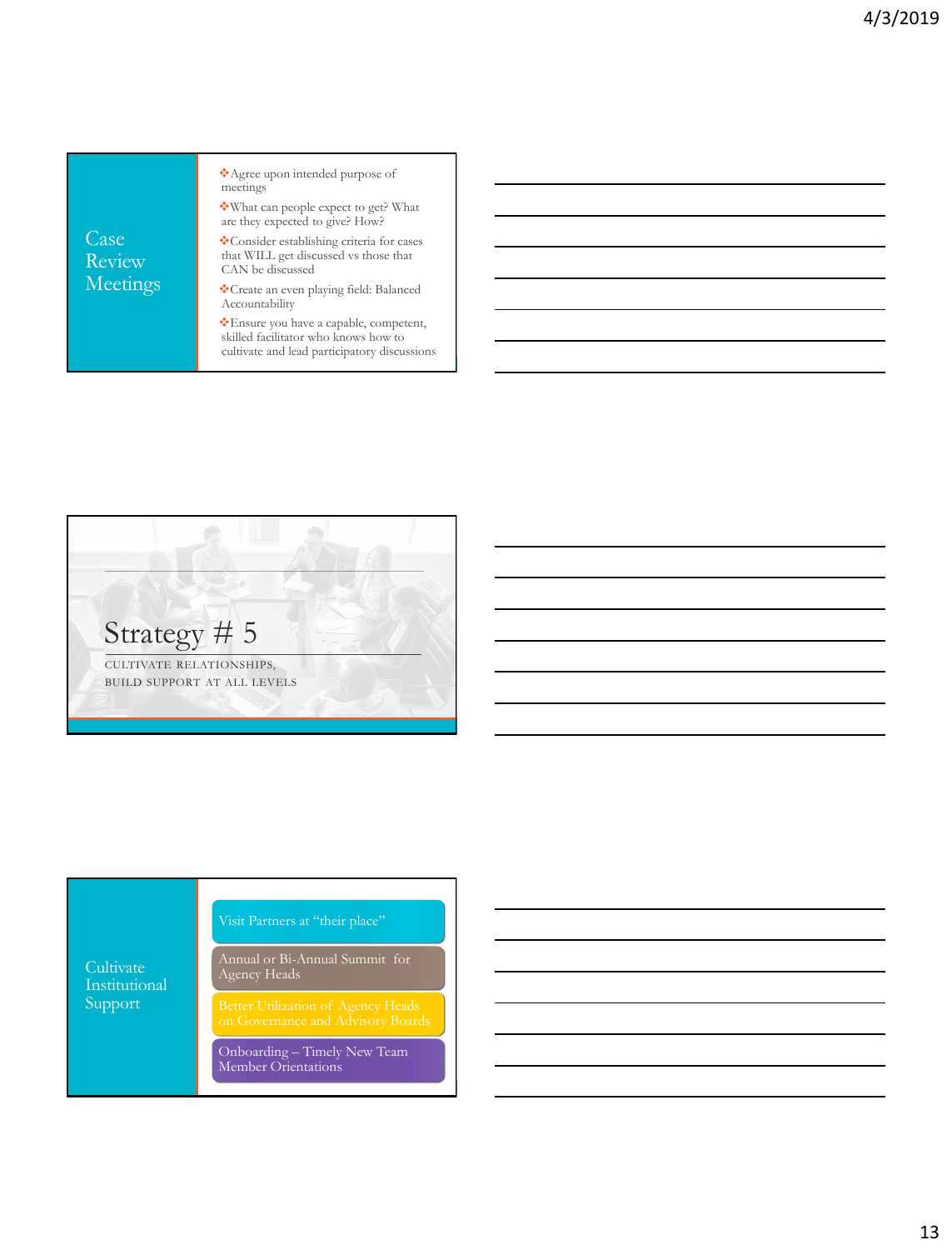## Case Review Meetings

- Agree upon intended purpose of meetings
- What can people expect to get? What are they expected to give? How?
- Consider establishing criteria for cases that WILL get discussed vs those that CAN be discussed
- Create an even playing field: Balanced Accountability
- Ensure you have a capable, competent, skilled facilitator who knows how to cultivate and lead participatory discussions

# Strategy # 5

CULTIVATE RELATIONSHIPS,
BUILD SUPPORT AT ALL LEVELS

## Cultivate Institutional Support

- Visit Partners at "their place"
- Annual or Bi-Annual Summit for Agency Heads
- Better Utilization of Agency Heads on Governance and Advisory Boards
- Onboarding – Timely New Team Member Orientations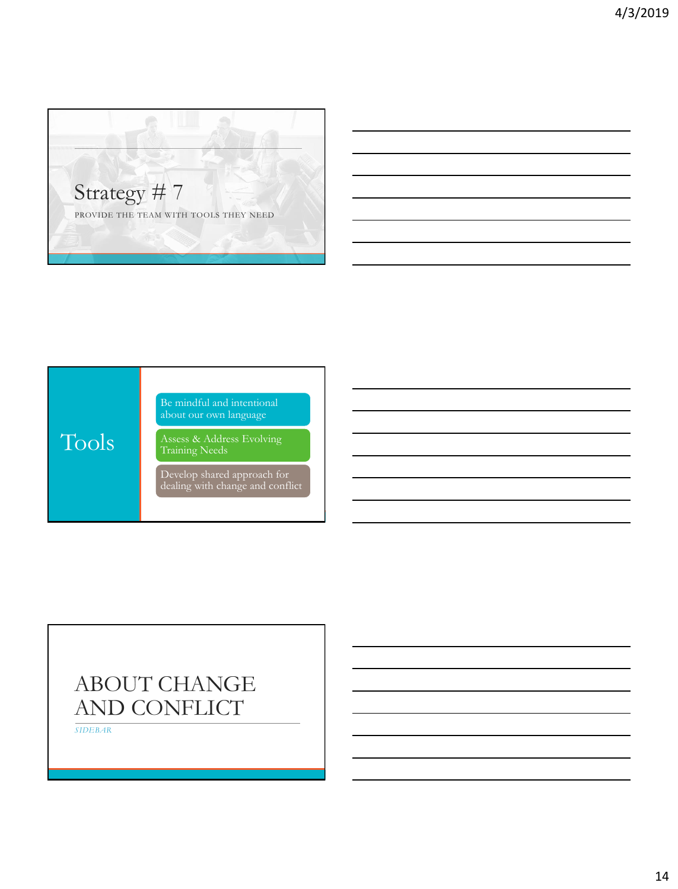## Strategy # 7

PROVIDE THE TEAM WITH TOOLS THEY NEED

## Tools

- Be mindful and intentional about our own language
- Assess & Address Evolving Training Needs
- Develop shared approach for dealing with change and conflict

## ABOUT CHANGE AND CONFLICT

*SIDEBAR*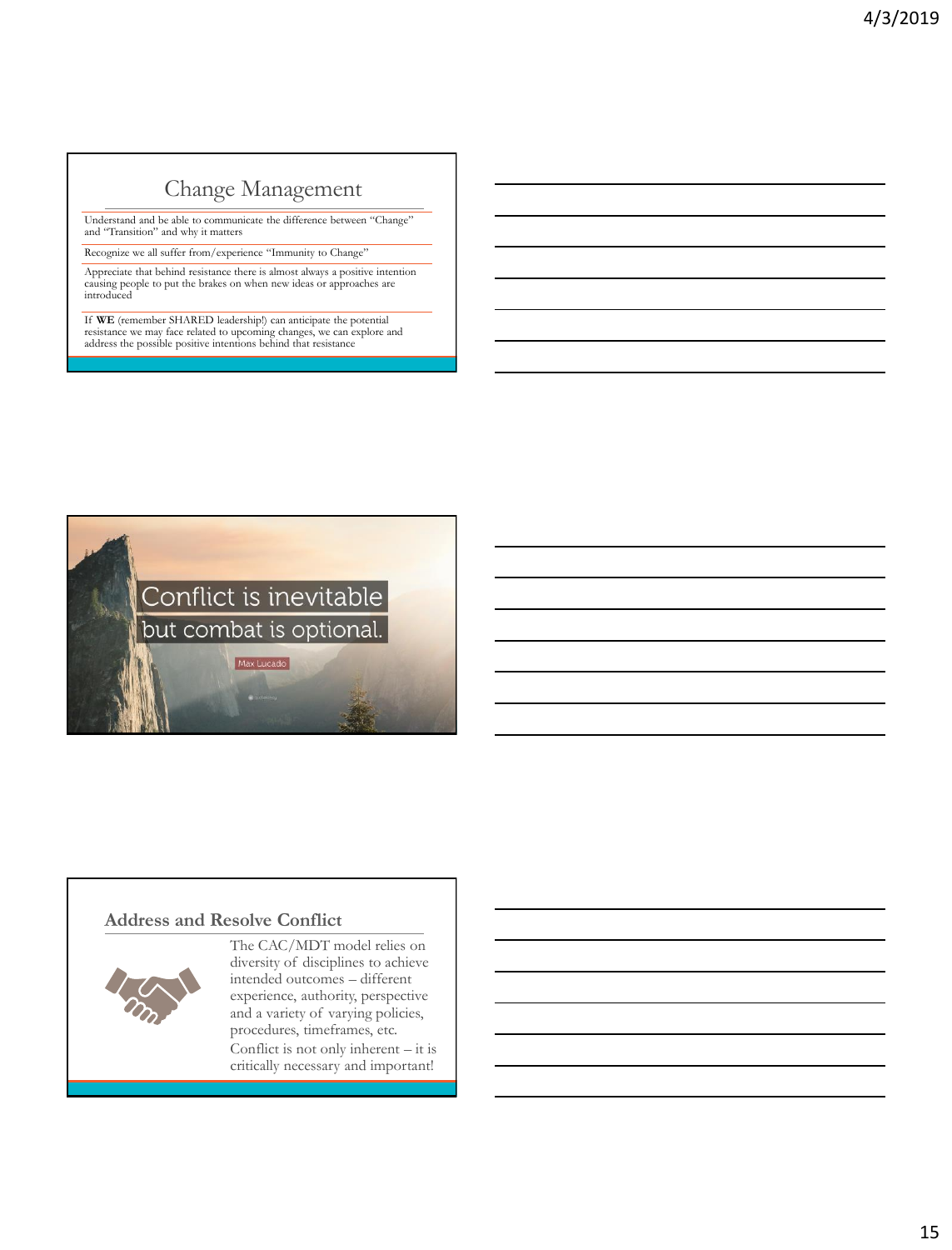## Change Management

Understand and be able to communicate the difference between "Change" and "Transition" and why it matters

Recognize we all suffer from/experience "Immunity to Change"

Appreciate that behind resistance there is almost always a positive intention causing people to put the brakes on when new ideas or approaches are introduced

If **WE** (remember SHARED leadership!) can anticipate the potential resistance we may face related to upcoming changes, we can explore and address the possible positive intentions behind that resistance

Conflict is inevitable but combat is optional.

Max Lucado

## Address and Resolve Conflict

The CAC/MDT model relies on diversity of disciplines to achieve intended outcomes – different experience, authority, perspective and a variety of varying policies, procedures, timeframes, etc. Conflict is not only inherent – it is critically necessary and important!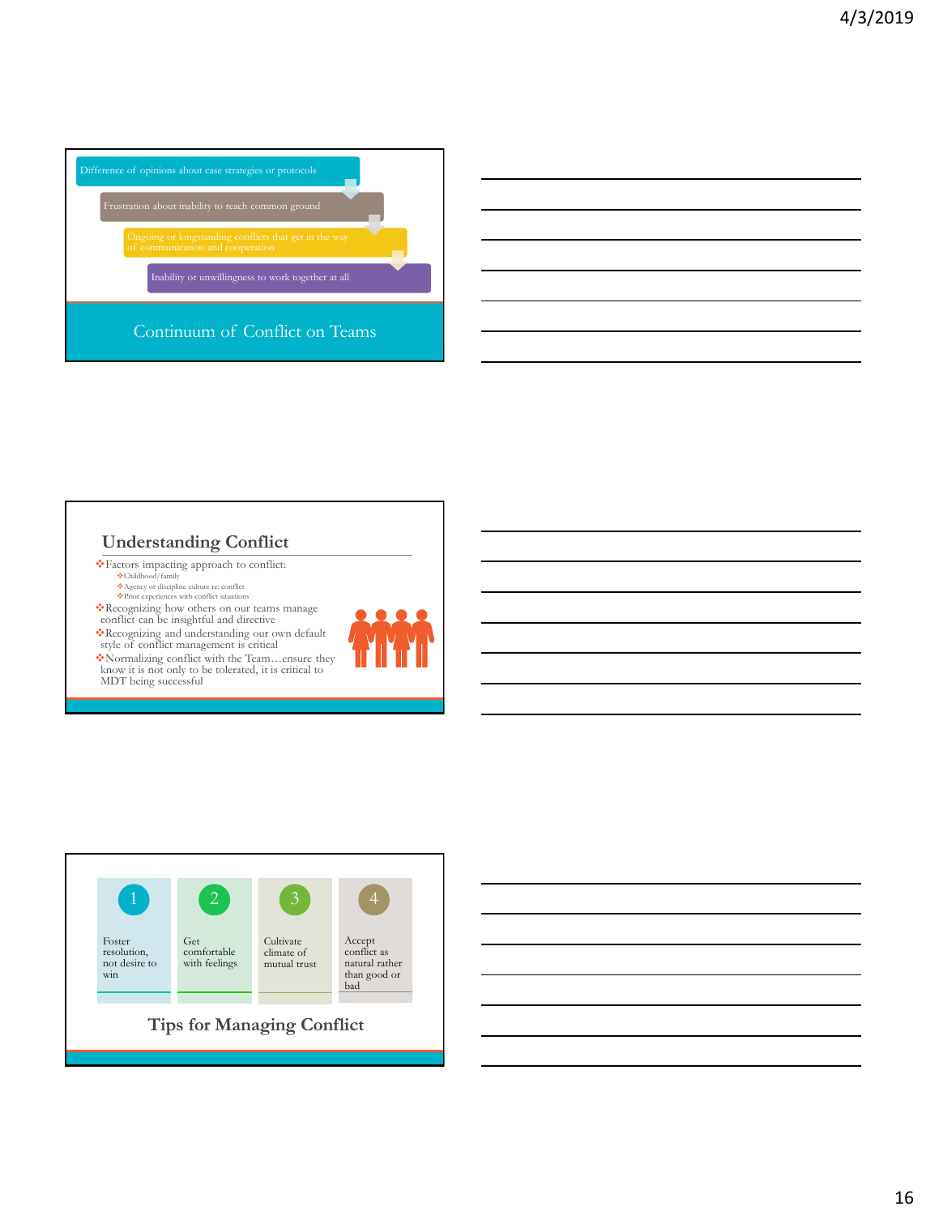## Continuum of Conflict on Teams

- Difference of opinions about case strategies or protocols
- Frustration about inability to reach common ground
- Ongoing or longstanding conflicts that get in the way of communication and cooperation
- Inability or unwillingness to work together at all

## Understanding Conflict

- Factors impacting approach to conflict:
  - Childhood/family
  - Agency or discipline culture re: conflict
  - Prior experiences with conflict situations
- Recognizing how others on our teams manage conflict can be insightful and directive
- Recognizing and understanding our own default style of conflict management is critical
- Normalizing conflict with the Team…ensure they know it is not only to be tolerated, it is critical to MDT being successful

## Tips for Managing Conflict

1. Foster resolution, not desire to win
2. Get comfortable with feelings
3. Cultivate climate of mutual trust
4. Accept conflict as natural rather than good or bad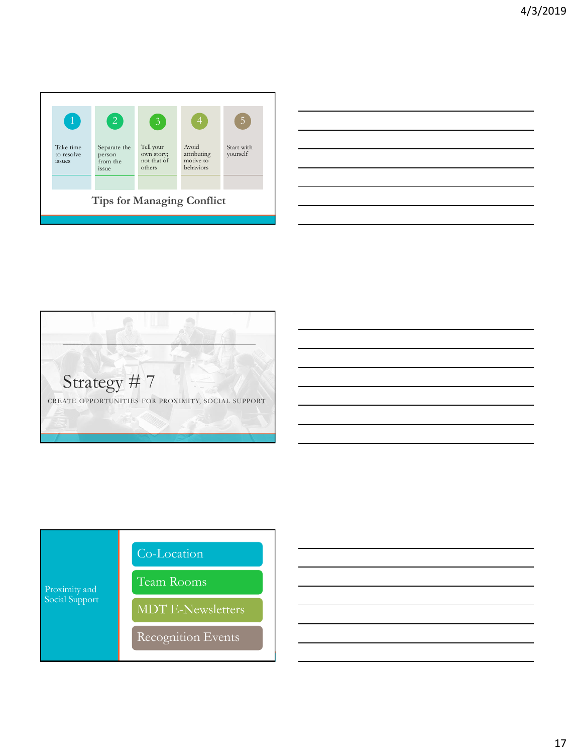## Tips for Managing Conflict

1. Take time to resolve issues
2. Separate the person from the issue
3. Tell your own story; not that of others
4. Avoid attributing motive to behaviors
5. Start with yourself

## Strategy # 7

CREATE OPPORTUNITIES FOR PROXIMITY, SOCIAL SUPPORT

## Proximity and Social Support

- Co-Location
- Team Rooms
- MDT E-Newsletters
- Recognition Events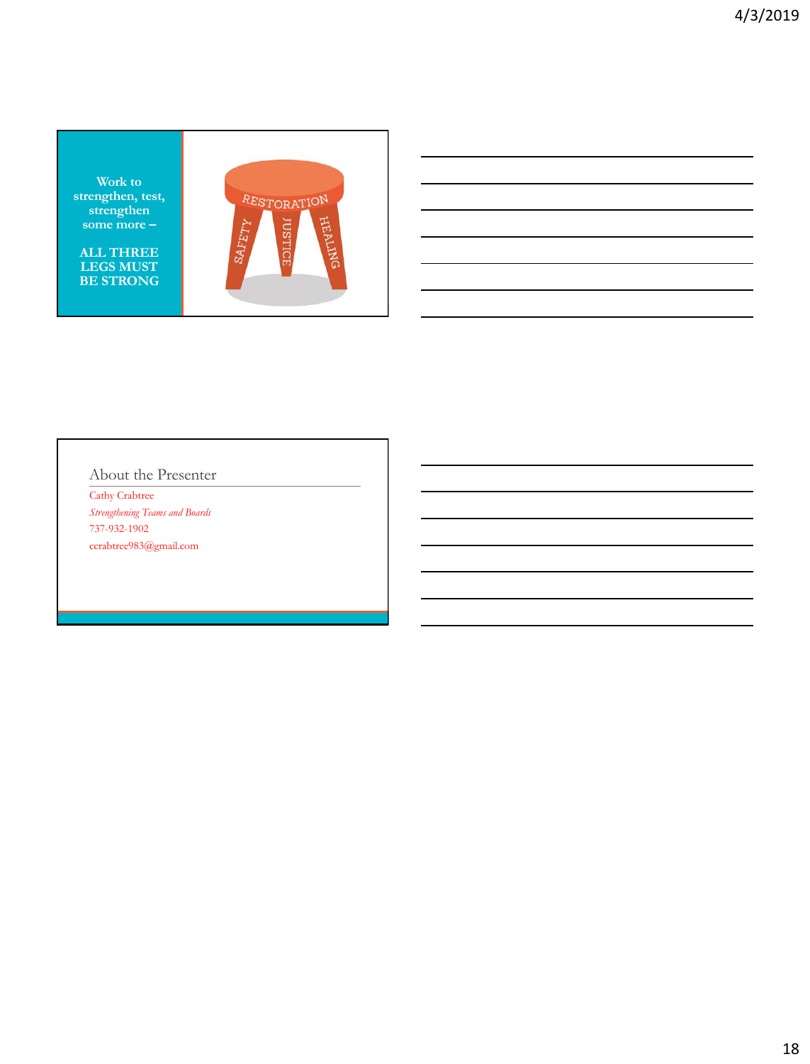Work to strengthen, test, strengthen some more –

**ALL THREE LEGS MUST BE STRONG**

RESTORATION

SAFETY

JUSTICE

HEALING

## About the Presenter

Cathy Crabtree

*Strengthening Teams and Boards*

737-932-1902

ccrabtree983@gmail.com